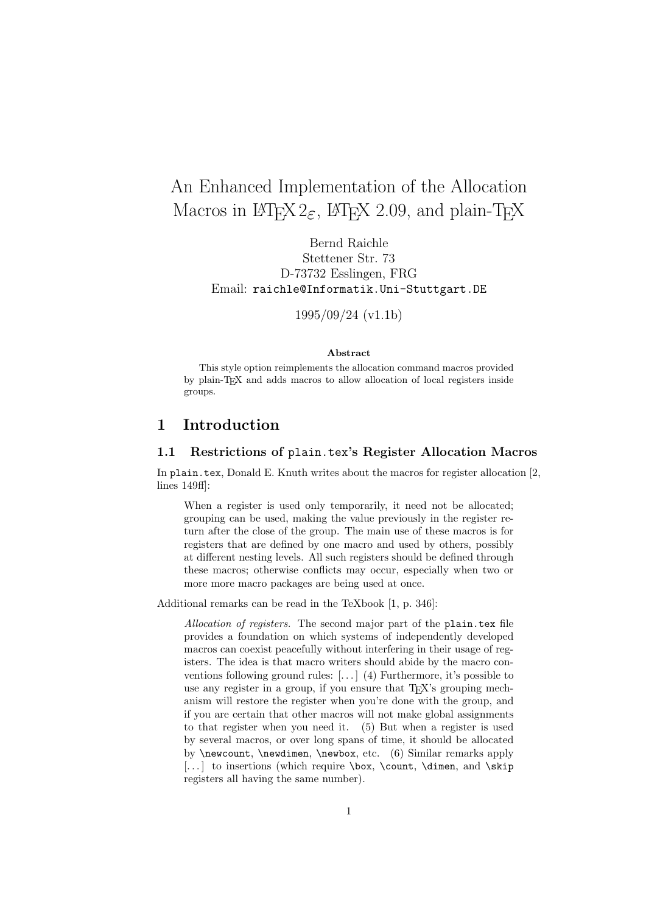# An Enhanced Implementation of the Allocation Macros in LaTeX 2ε, LaTeX 2.09, and plain-TeX

Bernd Raichle
Stettener Str. 73
D-73732 Esslingen, FRG
Email: `raichle@Informatik.Uni-Stuttgart.DE`

1995/09/24 (v1.1b)

**Abstract**

This style option reimplements the allocation command macros provided by plain-TeX and adds macros to allow allocation of local registers inside groups.

## 1 Introduction

### 1.1 Restrictions of `plain.tex`'s Register Allocation Macros

In `plain.tex`, Donald E. Knuth writes about the macros for register allocation [2, lines 149ff]:

> When a register is used only temporarily, it need not be allocated; grouping can be used, making the value previously in the register return after the close of the group. The main use of these macros is for registers that are defined by one macro and used by others, possibly at different nesting levels. All such registers should be defined through these macros; otherwise conflicts may occur, especially when two or more more macro packages are being used at once.

Additional remarks can be read in the TeXbook [1, p. 346]:

> *Allocation of registers.* The second major part of the `plain.tex` file provides a foundation on which systems of independently developed macros can coexist peacefully without interfering in their usage of registers. The idea is that macro writers should abide by the macro conventions following ground rules: [. . . ] (4) Furthermore, it's possible to use any register in a group, if you ensure that TeX's grouping mechanism will restore the register when you're done with the group, and if you are certain that other macros will not make global assignments to that register when you need it. (5) But when a register is used by several macros, or over long spans of time, it should be allocated by `\newcount`, `\newdimen`, `\newbox`, etc. (6) Similar remarks apply [. . . ] to insertions (which require `\box`, `\count`, `\dimen`, and `\skip` registers all having the same number).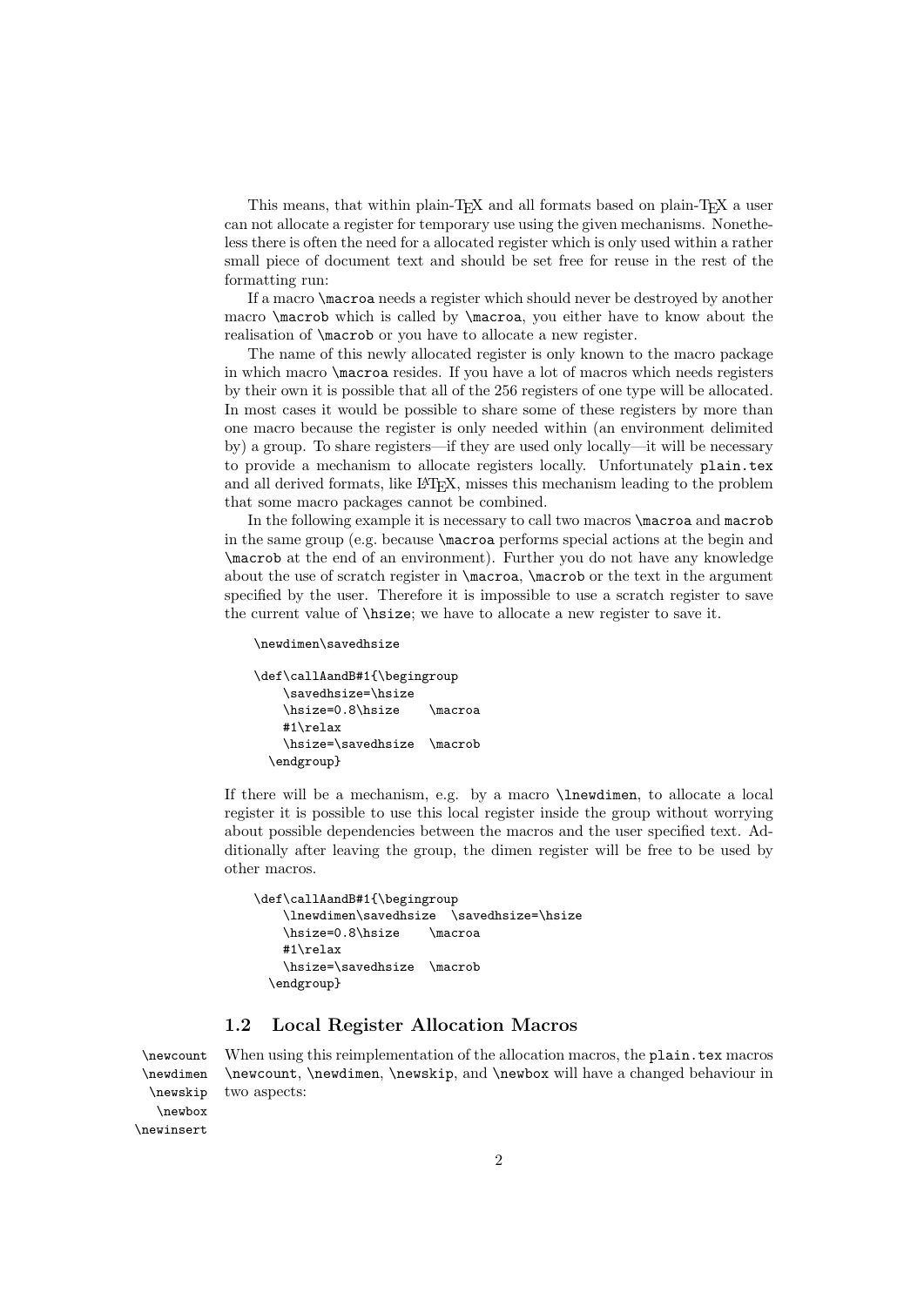This means, that within plain-TEX and all formats based on plain-TEX a user can not allocate a register for temporary use using the given mechanisms. Nonetheless there is often the need for a allocated register which is only used within a rather small piece of document text and should be set free for reuse in the rest of the formatting run:

If a macro `\macroa` needs a register which should never be destroyed by another macro `\macrob` which is called by `\macroa`, you either have to know about the realisation of `\macrob` or you have to allocate a new register.

The name of this newly allocated register is only known to the macro package in which macro `\macroa` resides. If you have a lot of macros which needs registers by their own it is possible that all of the 256 registers of one type will be allocated. In most cases it would be possible to share some of these registers by more than one macro because the register is only needed within (an environment delimited by) a group. To share registers—if they are used only locally—it will be necessary to provide a mechanism to allocate registers locally. Unfortunately `plain.tex` and all derived formats, like LATEX, misses this mechanism leading to the problem that some macro packages cannot be combined.

In the following example it is necessary to call two macros `\macroa` and `macrob` in the same group (e.g. because `\macroa` performs special actions at the begin and `\macrob` at the end of an environment). Further you do not have any knowledge about the use of scratch register in `\macroa`, `\macrob` or the text in the argument specified by the user. Therefore it is impossible to use a scratch register to save the current value of `\hsize`; we have to allocate a new register to save it.

```
\newdimen\savedhsize

\def\callAandB#1{\begingroup
    \savedhsize=\hsize
    \hsize=0.8\hsize    \macroa
    #1\relax
    \hsize=\savedhsize  \macrob
  \endgroup}
```

If there will be a mechanism, e.g. by a macro `\lnewdimen`, to allocate a local register it is possible to use this local register inside the group without worrying about possible dependencies between the macros and the user specified text. Additionally after leaving the group, the dimen register will be free to be used by other macros.

```
\def\callAandB#1{\begingroup
    \lnewdimen\savedhsize  \savedhsize=\hsize
    \hsize=0.8\hsize    \macroa
    #1\relax
    \hsize=\savedhsize  \macrob
  \endgroup}
```

### 1.2 Local Register Allocation Macros

`\newcount` `\newdimen` `\newskip` `\newbox` `\newinsert`

When using this reimplementation of the allocation macros, the `plain.tex` macros `\newcount`, `\newdimen`, `\newskip`, and `\newbox` will have a changed behaviour in two aspects: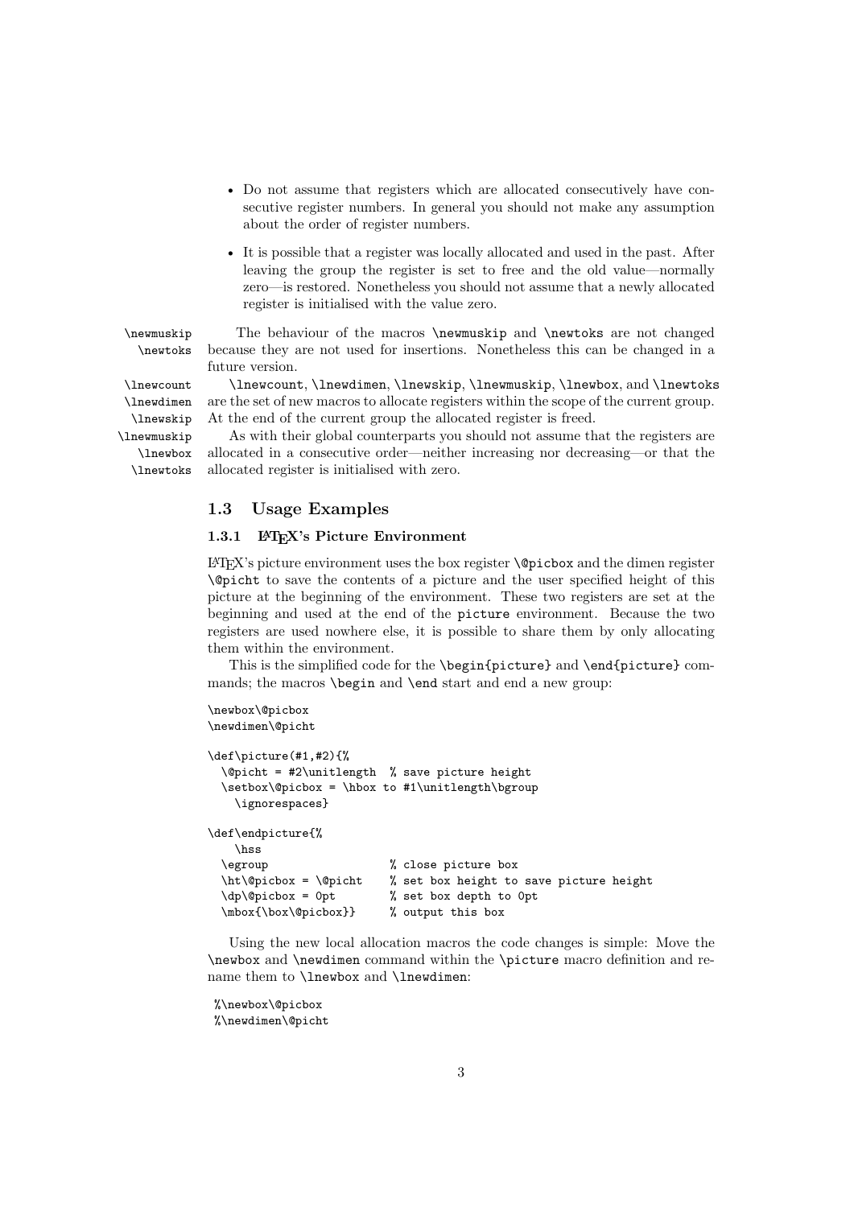- Do not assume that registers which are allocated consecutively have consecutive register numbers. In general you should not make any assumption about the order of register numbers.
- It is possible that a register was locally allocated and used in the past. After leaving the group the register is set to free and the old value—normally zero—is restored. Nonetheless you should not assume that a newly allocated register is initialised with the value zero.

\newmuskip \newtoks The behaviour of the macros `\newmuskip` and `\newtoks` are not changed because they are not used for insertions. Nonetheless this can be changed in a future version.

\lnewcount \lnewdimen \lnewskip \lnewmuskip \lnewbox \lnewtoks `\lnewcount`, `\lnewdimen`, `\lnewskip`, `\lnewmuskip`, `\lnewbox`, and `\lnewtoks` are the set of new macros to allocate registers within the scope of the current group. At the end of the current group the allocated register is freed.

As with their global counterparts you should not assume that the registers are allocated in a consecutive order—neither increasing nor decreasing—or that the allocated register is initialised with zero.

## 1.3 Usage Examples

### 1.3.1 LaTeX's Picture Environment

LaTeX's picture environment uses the box register `\@picbox` and the dimen register `\@picht` to save the contents of a picture and the user specified height of this picture at the beginning of the environment. These two registers are set at the beginning and used at the end of the `picture` environment. Because the two registers are used nowhere else, it is possible to share them by only allocating them within the environment.

This is the simplified code for the `\begin{picture}` and `\end{picture}` commands; the macros `\begin` and `\end` start and end a new group:

```
\newbox\@picbox
\newdimen\@picht

\def\picture(#1,#2){%
  \@picht = #2\unitlength  % save picture height
  \setbox\@picbox = \hbox to #1\unitlength\bgroup
    \ignorespaces}

\def\endpicture{%
    \hss
  \egroup                  % close picture box
  \ht\@picbox = \@picht    % set box height to save picture height
  \dp\@picbox = 0pt        % set box depth to 0pt
  \mbox{\box\@picbox}}     % output this box
```

Using the new local allocation macros the code changes is simple: Move the `\newbox` and `\newdimen` command within the `\picture` macro definition and rename them to `\lnewbox` and `\lnewdimen`:

```
%\newbox\@picbox
%\newdimen\@picht
```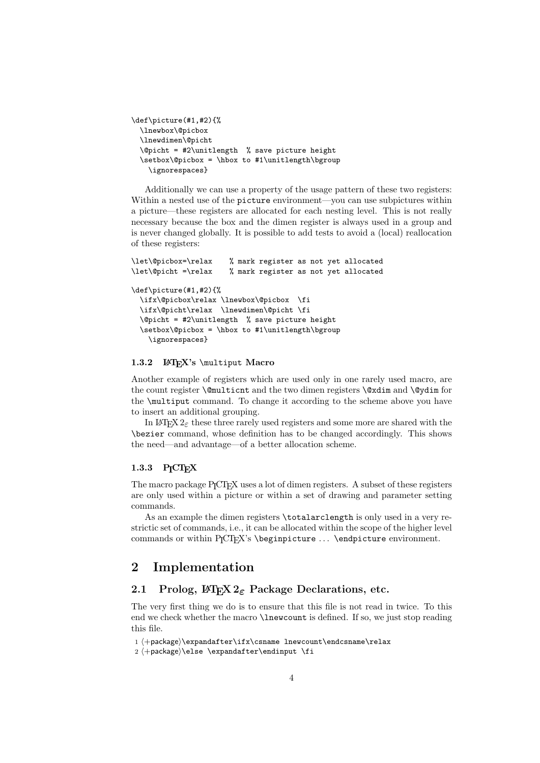```
\def\picture(#1,#2){%
  \lnewbox\@picbox
  \lnewdimen\@picht
  \@picht = #2\unitlength  % save picture height
  \setbox\@picbox = \hbox to #1\unitlength\bgroup
    \ignorespaces}
```

Additionally we can use a property of the usage pattern of these two registers: Within a nested use of the `picture` environment—you can use subpictures within a picture—these registers are allocated for each nesting level. This is not really necessary because the box and the dimen register is always used in a group and is never changed globally. It is possible to add tests to avoid a (local) reallocation of these registers:

```
\let\@picbox=\relax    % mark register as not yet allocated
\let\@picht =\relax    % mark register as not yet allocated

\def\picture(#1,#2){%
  \ifx\@picbox\relax \lnewbox\@picbox  \fi
  \ifx\@picht\relax  \lnewdimen\@picht \fi
  \@picht = #2\unitlength  % save picture height
  \setbox\@picbox = \hbox to #1\unitlength\bgroup
    \ignorespaces}
```

### 1.3.2 LaTeX's `\multiput` Macro

Another example of registers which are used only in one rarely used macro, are the count register `\@multicnt` and the two dimen registers `\@xdim` and `\@ydim` for the `\multiput` command. To change it according to the scheme above you have to insert an additional grouping.

In LaTeX $2_\varepsilon$ these three rarely used registers and some more are shared with the `\bezier` command, whose definition has to be changed accordingly. This shows the need—and advantage—of a better allocation scheme.

### 1.3.3 PICTeX

The macro package PICTeX uses a lot of dimen registers. A subset of these registers are only used within a picture or within a set of drawing and parameter setting commands.

As an example the dimen registers `\totalarclength` is only used in a very restrictic set of commands, i.e., it can be allocated within the scope of the higher level commands or within PICTeX's `\beginpicture` ... `\endpicture` environment.

## 2 Implementation

### 2.1 Prolog, LaTeX $2_\varepsilon$ Package Declarations, etc.

The very first thing we do is to ensure that this file is not read in twice. To this end we check whether the macro `\lnewcount` is defined. If so, we just stop reading this file.

```
1 ⟨+package⟩\expandafter\ifx\csname lnewcount\endcsname\relax
2 ⟨+package⟩\else \expandafter\endinput \fi
```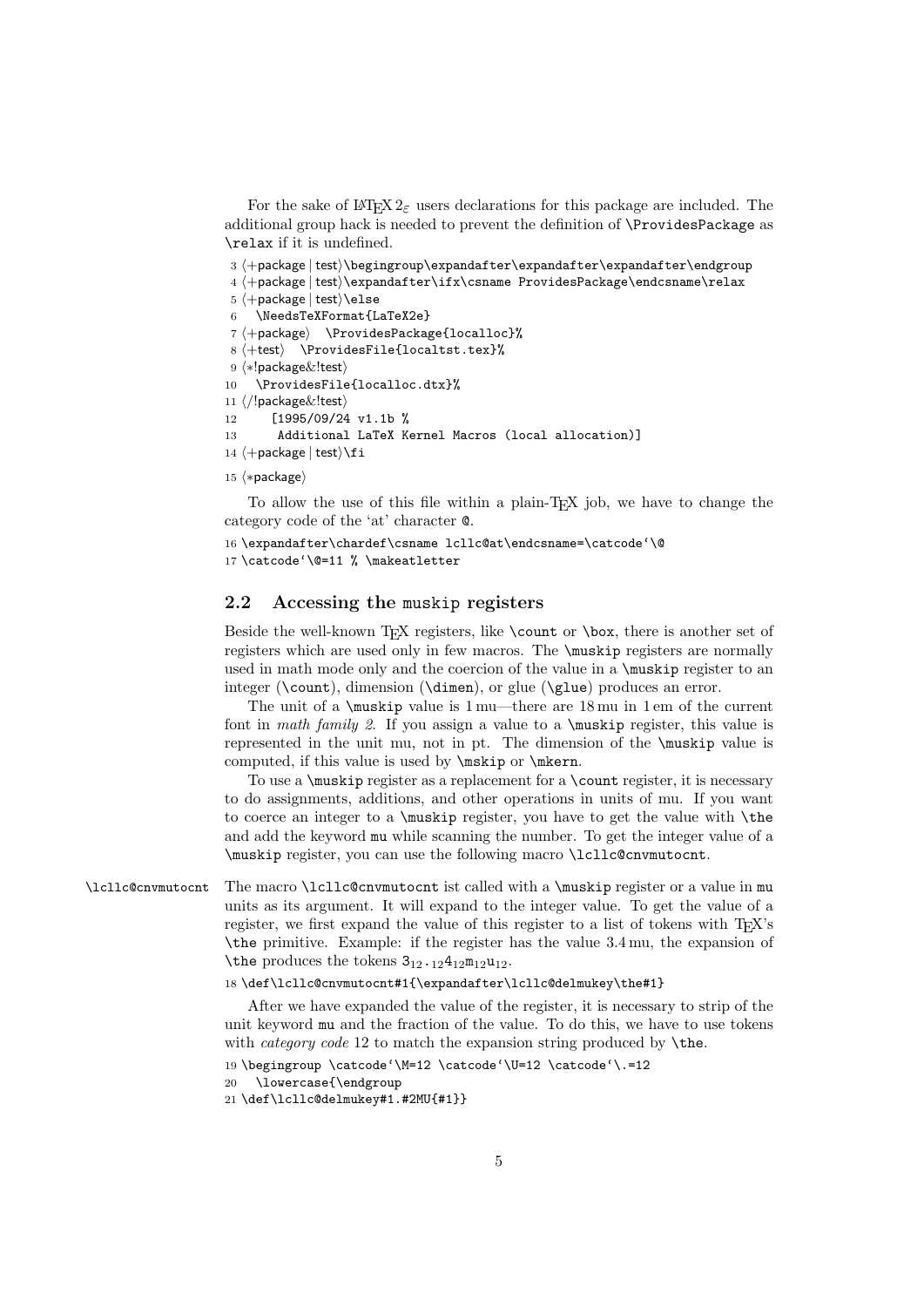For the sake of LaTeX 2ε users declarations for this package are included. The additional group hack is needed to prevent the definition of \ProvidesPackage as \relax if it is undefined.

```
3 ⟨+package | test⟩\begingroup\expandafter\expandafter\expandafter\endgroup
4 ⟨+package | test⟩\expandafter\ifx\csname ProvidesPackage\endcsname\relax
5 ⟨+package | test⟩\else
6   \NeedsTeXFormat{LaTeX2e}
7 ⟨+package⟩   \ProvidesPackage{localloc}%
8 ⟨+test⟩   \ProvidesFile{localtst.tex}%
9 ⟨*!package&!test⟩
10   \ProvidesFile{localloc.dtx}%
11 ⟨/!package&!test⟩
12     [1995/09/24 v1.1b %
13      Additional LaTeX Kernel Macros (local allocation)]
14 ⟨+package | test⟩\fi
15 ⟨*package⟩
```

To allow the use of this file within a plain-TeX job, we have to change the category code of the 'at' character @.

```
16 \expandafter\chardef\csname lcllc@at\endcsname=\catcode`\@
17 \catcode`\@=11 % \makeatletter
```

## 2.2 Accessing the muskip registers

Beside the well-known TeX registers, like \count or \box, there is another set of registers which are used only in few macros. The \muskip registers are normally used in math mode only and the coercion of the value in a \muskip register to an integer (\count), dimension (\dimen), or glue (\glue) produces an error.

The unit of a \muskip value is 1 mu—there are 18 mu in 1 em of the current font in *math family 2*. If you assign a value to a \muskip register, this value is represented in the unit mu, not in pt. The dimension of the \muskip value is computed, if this value is used by \mskip or \mkern.

To use a \muskip register as a replacement for a \count register, it is necessary to do assignments, additions, and other operations in units of mu. If you want to coerce an integer to a \muskip register, you have to get the value with \the and add the keyword mu while scanning the number. To get the integer value of a \muskip register, you can use the following macro \lcllc@cnvmutocnt.

\lcllc@cnvmutocnt The macro \lcllc@cnvmutocnt ist called with a \muskip register or a value in mu units as its argument. It will expand to the integer value. To get the value of a register, we first expand the value of this register to a list of tokens with TeX's \the primitive. Example: if the register has the value 3.4 mu, the expansion of \the produces the tokens $3_{12}\,._{12}4_{12}\mathtt{m}_{12}\mathtt{u}_{12}$.

```
18 \def\lcllc@cnvmutocnt#1{\expandafter\lcllc@delmukey\the#1}
```

After we have expanded the value of the register, it is necessary to strip of the unit keyword mu and the fraction of the value. To do this, we have to use tokens with *category code* 12 to match the expansion string produced by \the.

```
19 \begingroup \catcode`\M=12 \catcode`\U=12 \catcode`\.=12
20   \lowercase{\endgroup
21 \def\lcllc@delmukey#1.#2MU{#1}}
```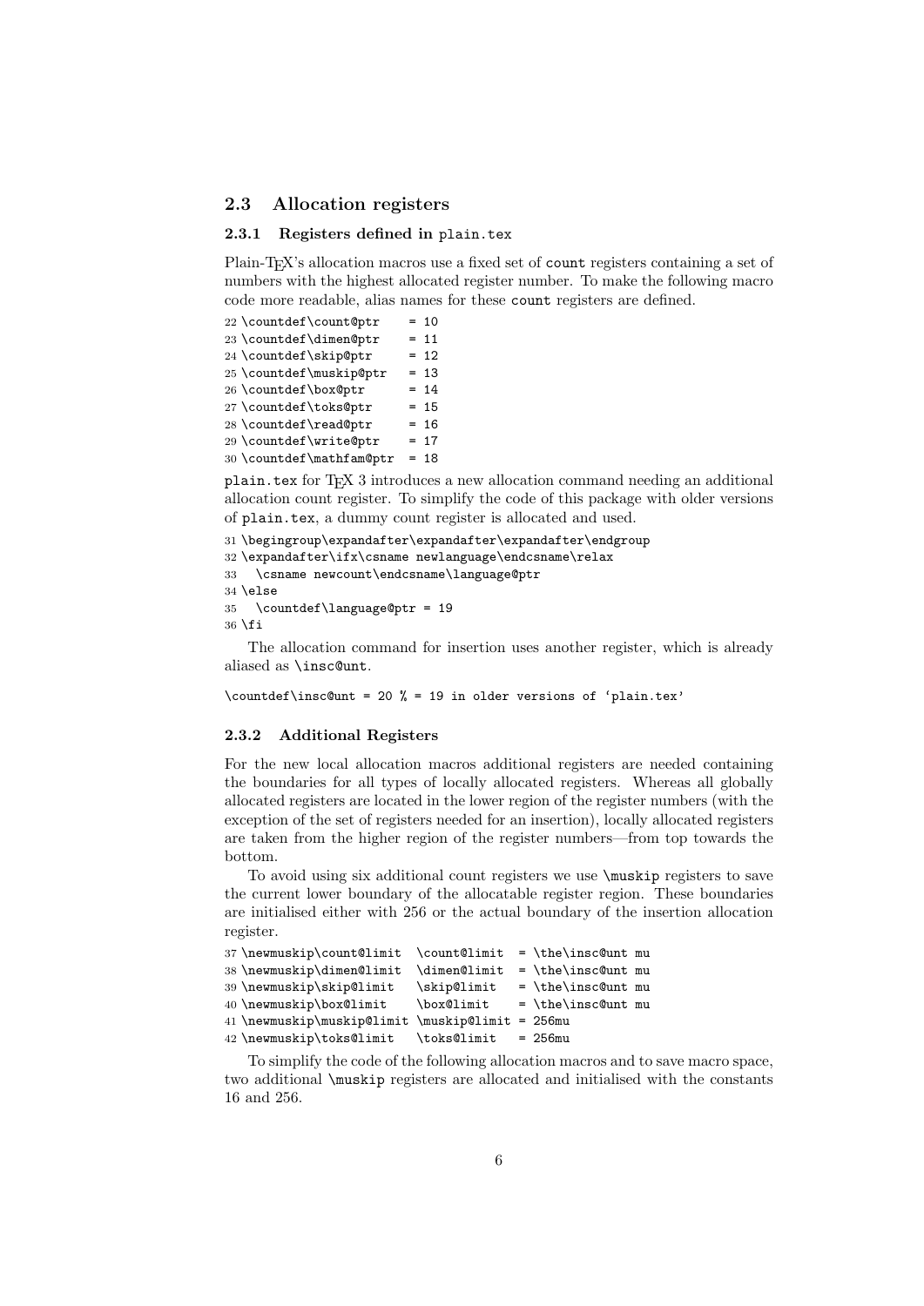## 2.3 Allocation registers

### 2.3.1 Registers defined in plain.tex

Plain-TEX's allocation macros use a fixed set of count registers containing a set of numbers with the highest allocated register number. To make the following macro code more readable, alias names for these count registers are defined.

```
22 \countdef\count@ptr    = 10
23 \countdef\dimen@ptr    = 11
24 \countdef\skip@ptr     = 12
25 \countdef\muskip@ptr   = 13
26 \countdef\box@ptr      = 14
27 \countdef\toks@ptr     = 15
28 \countdef\read@ptr     = 16
29 \countdef\write@ptr    = 17
30 \countdef\mathfam@ptr  = 18
```

plain.tex for TEX 3 introduces a new allocation command needing an additional allocation count register. To simplify the code of this package with older versions of plain.tex, a dummy count register is allocated and used.

```
31 \begingroup\expandafter\expandafter\expandafter\endgroup
32 \expandafter\ifx\csname newlanguage\endcsname\relax
33   \csname newcount\endcsname\language@ptr
34 \else
35   \countdef\language@ptr = 19
36 \fi
```

The allocation command for insertion uses another register, which is already aliased as \insc@unt.

```
\countdef\insc@unt = 20 % = 19 in older versions of 'plain.tex'
```

### 2.3.2 Additional Registers

For the new local allocation macros additional registers are needed containing the boundaries for all types of locally allocated registers. Whereas all globally allocated registers are located in the lower region of the register numbers (with the exception of the set of registers needed for an insertion), locally allocated registers are taken from the higher region of the register numbers—from top towards the bottom.

To avoid using six additional count registers we use \muskip registers to save the current lower boundary of the allocatable register region. These boundaries are initialised either with 256 or the actual boundary of the insertion allocation register.

```
37 \newmuskip\count@limit  \count@limit  = \the\insc@unt mu
38 \newmuskip\dimen@limit  \dimen@limit  = \the\insc@unt mu
39 \newmuskip\skip@limit   \skip@limit   = \the\insc@unt mu
40 \newmuskip\box@limit    \box@limit    = \the\insc@unt mu
41 \newmuskip\muskip@limit \muskip@limit = 256mu
42 \newmuskip\toks@limit   \toks@limit   = 256mu
```

To simplify the code of the following allocation macros and to save macro space, two additional \muskip registers are allocated and initialised with the constants 16 and 256.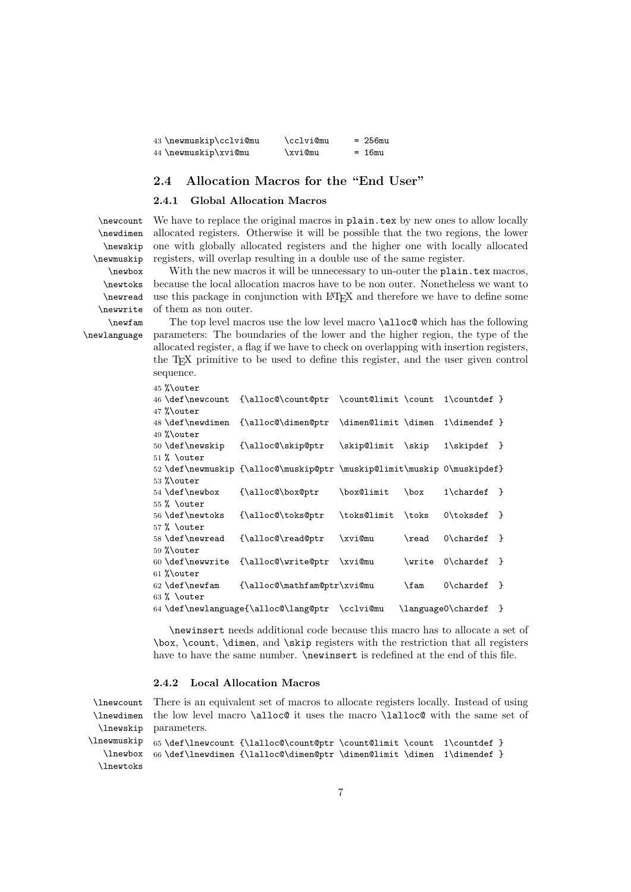```
43 \newmuskip\cclvi@mu     \cclvi@mu     = 256mu
44 \newmuskip\xvi@mu       \xvi@mu       = 16mu
```

## 2.4 Allocation Macros for the "End User"

### 2.4.1 Global Allocation Macros

\newcount \newdimen \newskip \newmuskip \newbox \newtoks \newread \newwrite \newfam \newlanguage

We have to replace the original macros in `plain.tex` by new ones to allow locally allocated registers. Otherwise it will be possible that the two regions, the lower one with globally allocated registers and the higher one with locally allocated registers, will overlap resulting in a double use of the same register.

With the new macros it will be unnecessary to un-outer the `plain.tex` macros, because the local allocation macros have to be non outer. Nonetheless we want to use this package in conjunction with LaTeX and therefore we have to define some of them as non outer.

The top level macros use the low level macro `\alloc@` which has the following parameters: The boundaries of the lower and the higher region, the type of the allocated register, a flag if we have to check on overlapping with insertion registers, the TeX primitive to be used to define this register, and the user given control sequence.

```
45 %\outer
46 \def\newcount  {\alloc@\count@ptr  \count@limit \count  1\countdef }
47 %\outer
48 \def\newdimen  {\alloc@\dimen@ptr  \dimen@limit \dimen  1\dimendef }
49 %\outer
50 \def\newskip   {\alloc@\skip@ptr   \skip@limit  \skip   1\skipdef  }
51 % \outer
52 \def\newmuskip {\alloc@\muskip@ptr \muskip@limit\muskip 0\muskipdef}
53 %\outer
54 \def\newbox    {\alloc@\box@ptr    \box@limit   \box    1\chardef  }
55 % \outer
56 \def\newtoks   {\alloc@\toks@ptr   \toks@limit  \toks   0\toksdef  }
57 % \outer
58 \def\newread   {\alloc@\read@ptr   \xvi@mu      \read   0\chardef  }
59 %\outer
60 \def\newwrite  {\alloc@\write@ptr  \xvi@mu      \write  0\chardef  }
61 %\outer
62 \def\newfam    {\alloc@\mathfam@ptr\xvi@mu      \fam    0\chardef  }
63 % \outer
64 \def\newlanguage{\alloc@\lang@ptr  \cclvi@mu   \language0\chardef  }
```

`\newinsert` needs additional code because this macro has to allocate a set of `\box`, `\count`, `\dimen`, and `\skip` registers with the restriction that all registers have to have the same number. `\newinsert` is redefined at the end of this file.

### 2.4.2 Local Allocation Macros

\lnewcount \lnewdimen \lnewskip \lnewmuskip \lnewbox \lnewtoks

There is an equivalent set of macros to allocate registers locally. Instead of using the low level macro `\alloc@` it uses the macro `\lalloc@` with the same set of parameters.

```
65 \def\lnewcount {\lalloc@\count@ptr \count@limit \count  1\countdef }
66 \def\lnewdimen {\lalloc@\dimen@ptr \dimen@limit \dimen  1\dimendef }
```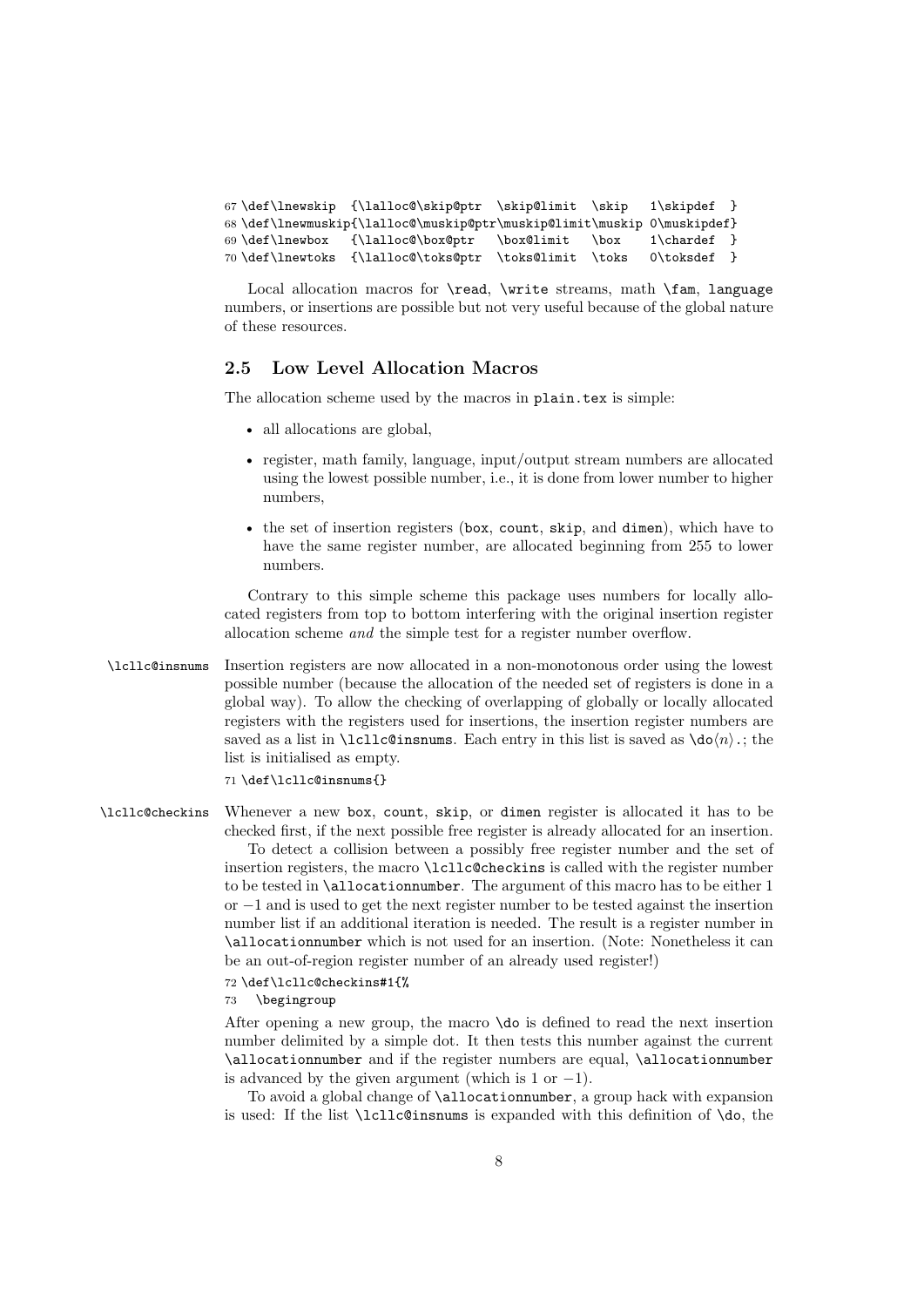```
67 \def\lnewskip  {\lalloc@\skip@ptr  \skip@limit  \skip   1\skipdef  }
68 \def\lnewmuskip{\lalloc@\muskip@ptr\muskip@limit\muskip 0\muskipdef}
69 \def\lnewbox   {\lalloc@\box@ptr   \box@limit   \box    1\chardef  }
70 \def\lnewtoks  {\lalloc@\toks@ptr  \toks@limit  \toks   0\toksdef  }
```

Local allocation macros for `\read`, `\write` streams, math `\fam`, `language` numbers, or insertions are possible but not very useful because of the global nature of these resources.

### 2.5 Low Level Allocation Macros

The allocation scheme used by the macros in `plain.tex` is simple:

- all allocations are global,
- register, math family, language, input/output stream numbers are allocated using the lowest possible number, i.e., it is done from lower number to higher numbers,
- the set of insertion registers (`box`, `count`, `skip`, and `dimen`), which have to have the same register number, are allocated beginning from 255 to lower numbers.

Contrary to this simple scheme this package uses numbers for locally allocated registers from top to bottom interfering with the original insertion register allocation scheme *and* the simple test for a register number overflow.

`\lcllc@insnums` Insertion registers are now allocated in a non-monotonous order using the lowest possible number (because the allocation of the needed set of registers is done in a global way). To allow the checking of overlapping of globally or locally allocated registers with the registers used for insertions, the insertion register numbers are saved as a list in `\lcllc@insnums`. Each entry in this list is saved as `\do`⟨*n*⟩`.`; the list is initialised as empty.

```
71 \def\lcllc@insnums{}
```

`\lcllc@checkins` Whenever a new `box`, `count`, `skip`, or `dimen` register is allocated it has to be checked first, if the next possible free register is already allocated for an insertion.

To detect a collision between a possibly free register number and the set of insertion registers, the macro `\lcllc@checkins` is called with the register number to be tested in `\allocationnumber`. The argument of this macro has to be either 1 or −1 and is used to get the next register number to be tested against the insertion number list if an additional iteration is needed. The result is a register number in `\allocationnumber` which is not used for an insertion. (Note: Nonetheless it can be an out-of-region register number of an already used register!)

```
72 \def\lcllc@checkins#1{%
73   \begingroup
```

After opening a new group, the macro `\do` is defined to read the next insertion number delimited by a simple dot. It then tests this number against the current `\allocationnumber` and if the register numbers are equal, `\allocationnumber` is advanced by the given argument (which is 1 or −1).

To avoid a global change of `\allocationnumber`, a group hack with expansion is used: If the list `\lcllc@insnums` is expanded with this definition of `\do`, the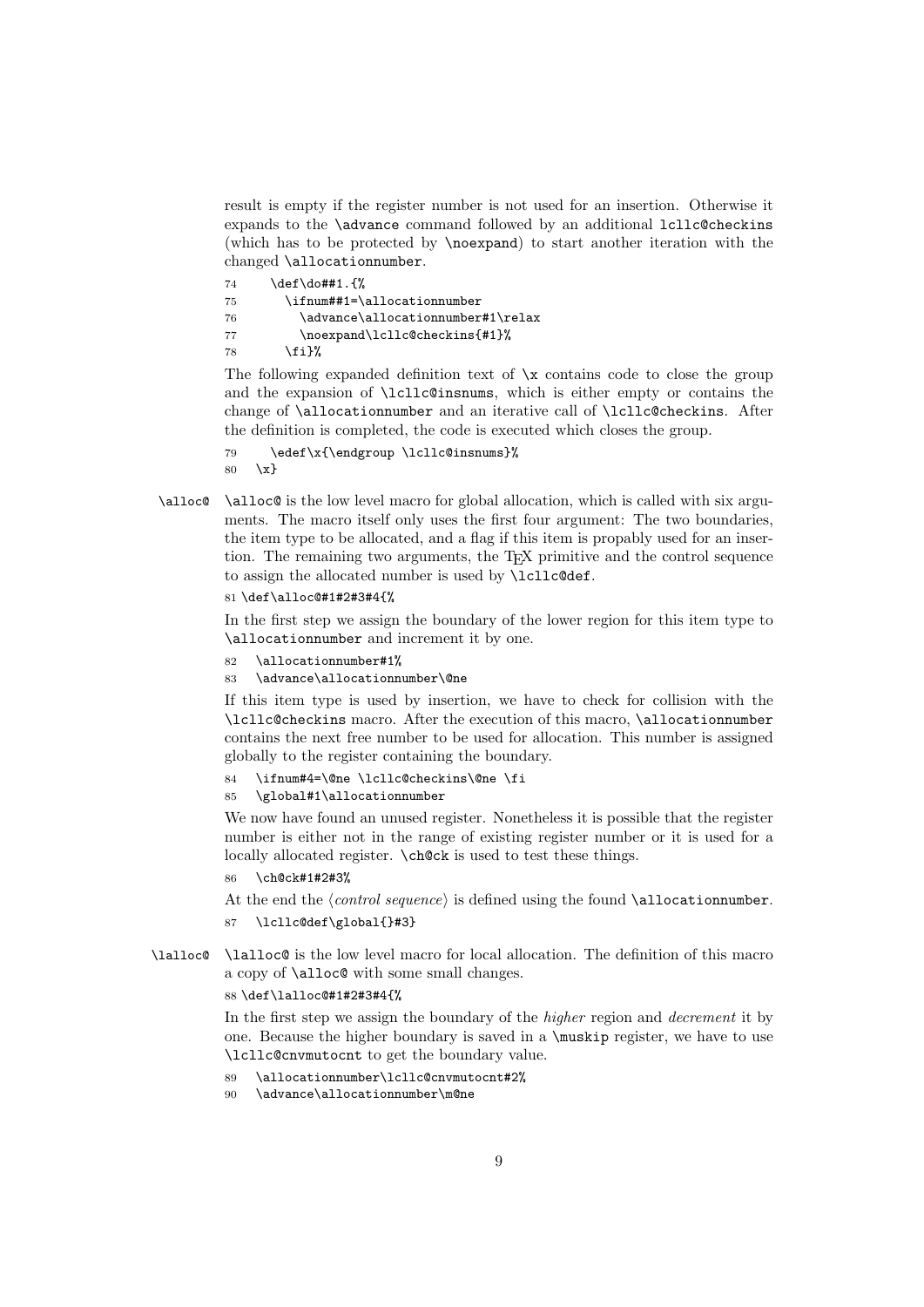result is empty if the register number is not used for an insertion. Otherwise it expands to the `\advance` command followed by an additional `lcllc@checkins` (which has to be protected by `\noexpand`) to start another iteration with the changed `\allocationnumber`.

```
74     \def\do##1.{%
75       \ifnum##1=\allocationnumber
76         \advance\allocationnumber#1\relax
77         \noexpand\lcllc@checkins{#1}%
78       \fi}%
```

The following expanded definition text of `\x` contains code to close the group and the expansion of `\lcllc@insnums`, which is either empty or contains the change of `\allocationnumber` and an iterative call of `\lcllc@checkins`. After the definition is completed, the code is executed which closes the group.

```
79     \edef\x{\endgroup \lcllc@insnums}%
80   \x}
```

`\alloc@` `\alloc@` is the low level macro for global allocation, which is called with six arguments. The macro itself only uses the first four argument: The two boundaries, the item type to be allocated, and a flag if this item is propably used for an insertion. The remaining two arguments, the TEX primitive and the control sequence to assign the allocated number is used by `\lcllc@def`.

```
81 \def\alloc@#1#2#3#4{%
```

In the first step we assign the boundary of the lower region for this item type to `\allocationnumber` and increment it by one.

```
82   \allocationnumber#1%
83   \advance\allocationnumber\@ne
```

If this item type is used by insertion, we have to check for collision with the `\lcllc@checkins` macro. After the execution of this macro, `\allocationnumber` contains the next free number to be used for allocation. This number is assigned globally to the register containing the boundary.

```
84   \ifnum#4=\@ne \lcllc@checkins\@ne \fi
85   \global#1\allocationnumber
```

We now have found an unused register. Nonetheless it is possible that the register number is either not in the range of existing register number or it is used for a locally allocated register. `\ch@ck` is used to test these things.

```
86   \ch@ck#1#2#3%
```

At the end the ⟨*control sequence*⟩ is defined using the found `\allocationnumber`.

```
87   \lcllc@def\global{}#3}
```

`\lalloc@` `\lalloc@` is the low level macro for local allocation. The definition of this macro a copy of `\alloc@` with some small changes.

```
88 \def\lalloc@#1#2#3#4{%
```

In the first step we assign the boundary of the *higher* region and *decrement* it by one. Because the higher boundary is saved in a `\muskip` register, we have to use `\lcllc@cnvmutocnt` to get the boundary value.

```
89   \allocationnumber\lcllc@cnvmutocnt#2%
90   \advance\allocationnumber\m@ne
```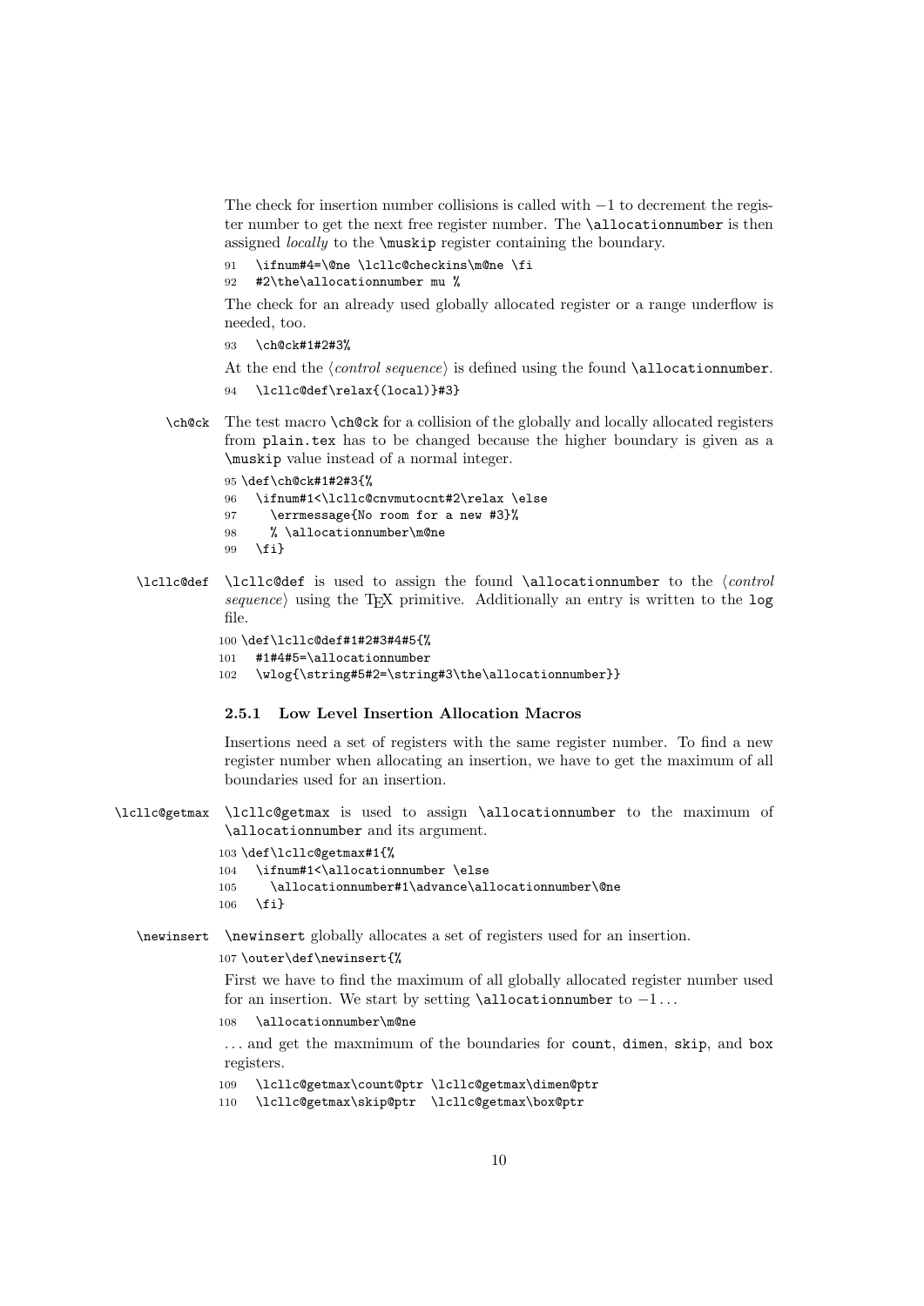The check for insertion number collisions is called with −1 to decrement the register number to get the next free register number. The `\allocationnumber` is then assigned *locally* to the `\muskip` register containing the boundary.

```
91   \ifnum#4=\@ne \lcllc@checkins\m@ne \fi
92   #2\the\allocationnumber mu %
```

The check for an already used globally allocated register or a range underflow is needed, too.

```
93   \ch@ck#1#2#3%
```

At the end the ⟨*control sequence*⟩ is defined using the found `\allocationnumber`.

```
94   \lcllc@def\relax{(local)}#3}
```

`\ch@ck` The test macro `\ch@ck` for a collision of the globally and locally allocated registers from `plain.tex` has to be changed because the higher boundary is given as a `\muskip` value instead of a normal integer.

```
95 \def\ch@ck#1#2#3{%
96   \ifnum#1<\lcllc@cnvmutocnt#2\relax \else
97     \errmessage{No room for a new #3}%
98     % \allocationnumber\m@ne
99   \fi}
```

`\lcllc@def` `\lcllc@def` is used to assign the found `\allocationnumber` to the ⟨*control sequence*⟩ using the TEX primitive. Additionally an entry is written to the `log` file.

```
100 \def\lcllc@def#1#2#3#4#5{%
101   #1#4#5=\allocationnumber
102   \wlog{\string#5#2=\string#3\the\allocationnumber}}
```

### 2.5.1 Low Level Insertion Allocation Macros

Insertions need a set of registers with the same register number. To find a new register number when allocating an insertion, we have to get the maximum of all boundaries used for an insertion.

`\lcllc@getmax` `\lcllc@getmax` is used to assign `\allocationnumber` to the maximum of `\allocationnumber` and its argument.

```
103 \def\lcllc@getmax#1{%
104   \ifnum#1<\allocationnumber \else
105     \allocationnumber#1\advance\allocationnumber\@ne
106   \fi}
```

`\newinsert` `\newinsert` globally allocates a set of registers used for an insertion.

```
107 \outer\def\newinsert{%
```

First we have to find the maximum of all globally allocated register number used for an insertion. We start by setting `\allocationnumber` to −1 . . .

```
108   \allocationnumber\m@ne
```

. . . and get the maxmimum of the boundaries for `count`, `dimen`, `skip`, and `box` registers.

```
109   \lcllc@getmax\count@ptr \lcllc@getmax\dimen@ptr
110   \lcllc@getmax\skip@ptr  \lcllc@getmax\box@ptr
```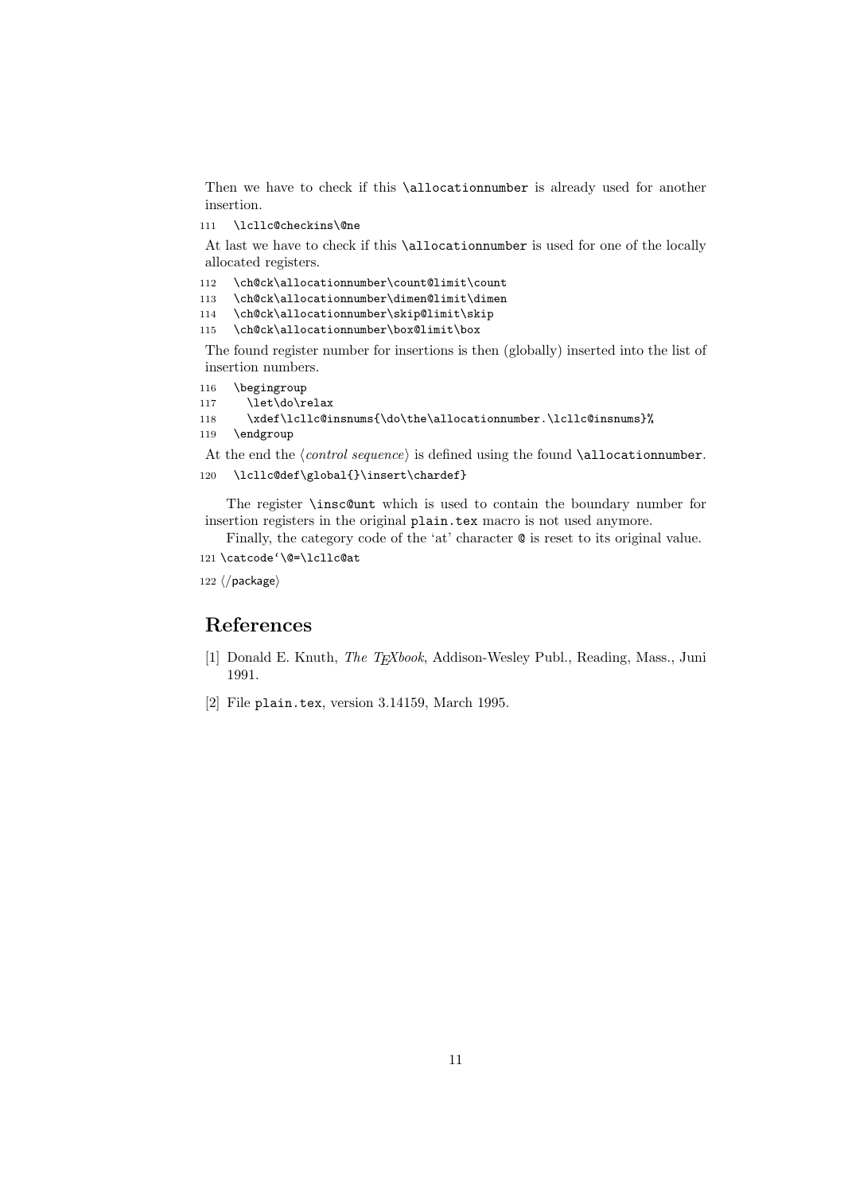Then we have to check if this `\allocationnumber` is already used for another insertion.

```
111   \lcllc@checkins\@ne
```

At last we have to check if this `\allocationnumber` is used for one of the locally allocated registers.

```
112   \ch@ck\allocationnumber\count@limit\count
113   \ch@ck\allocationnumber\dimen@limit\dimen
114   \ch@ck\allocationnumber\skip@limit\skip
115   \ch@ck\allocationnumber\box@limit\box
```

The found register number for insertions is then (globally) inserted into the list of insertion numbers.

```
116   \begingroup
117     \let\do\relax
118     \xdef\lcllc@insnums{\do\the\allocationnumber.\lcllc@insnums}%
119   \endgroup
```

At the end the ⟨*control sequence*⟩ is defined using the found `\allocationnumber`.

```
120   \lcllc@def\global{}\insert\chardef}
```

The register `\insc@unt` which is used to contain the boundary number for insertion registers in the original `plain.tex` macro is not used anymore.

Finally, the category code of the 'at' character `@` is reset to its original value.

```
121 \catcode`\@=\lcllc@at
122 ⟨/package⟩
```

# References

[1] Donald E. Knuth, *The TEXbook*, Addison-Wesley Publ., Reading, Mass., Juni 1991.

[2] File `plain.tex`, version 3.14159, March 1995.